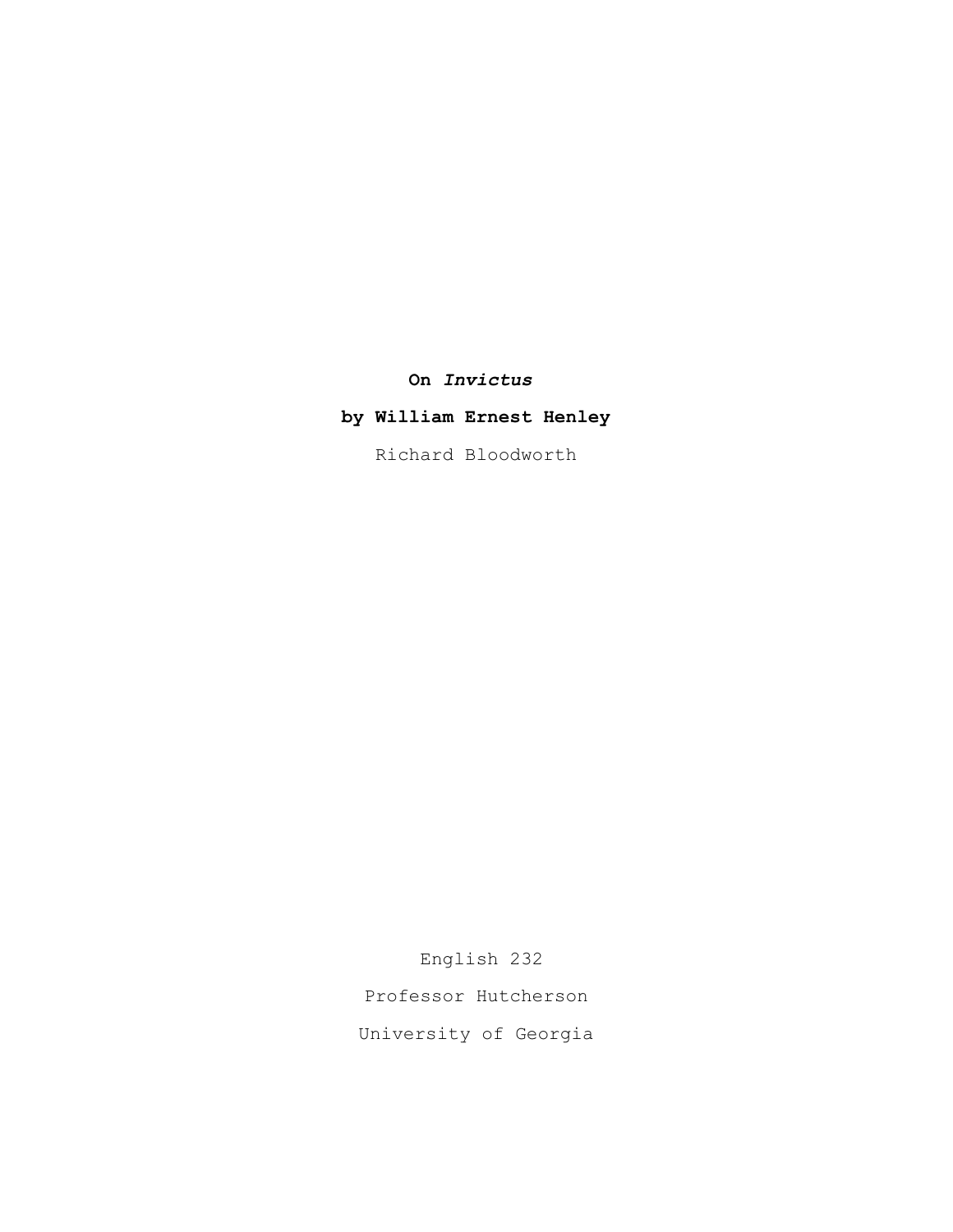# On *Invictus*

## by William Ernest Henley

Richard Bloodworth

English 232

Professor Hutcherson

University of Georgia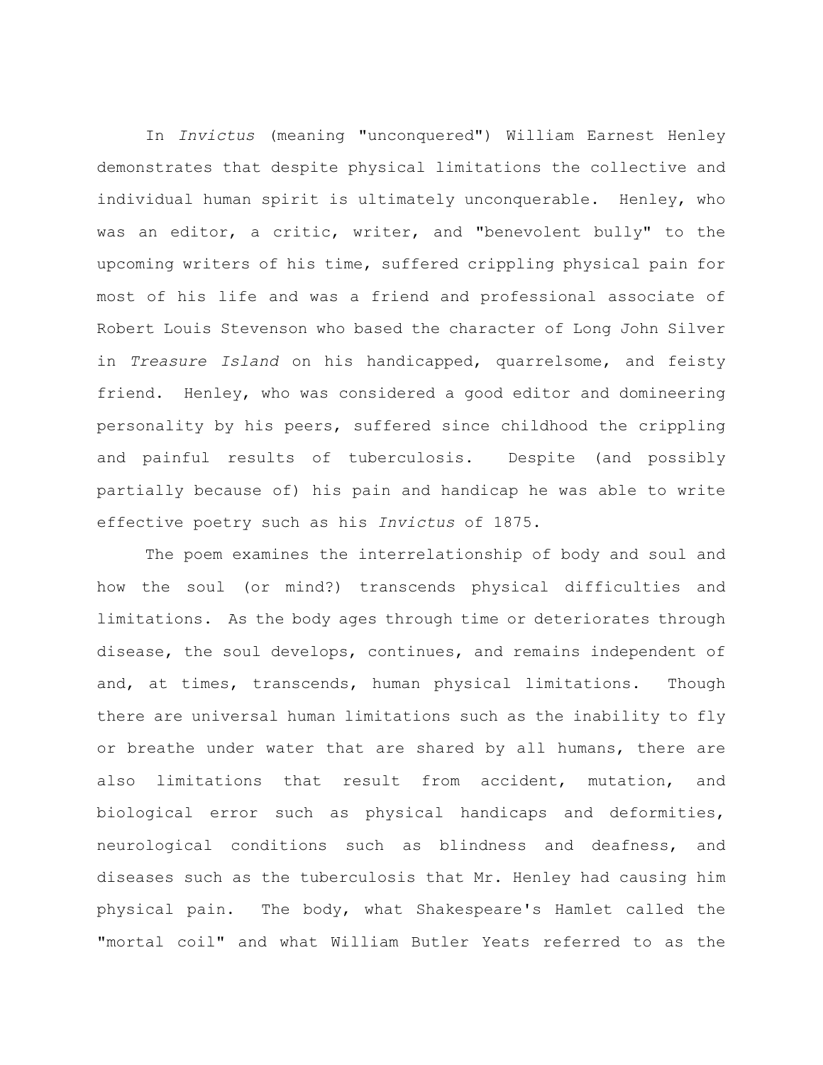In *Invictus* (meaning "unconquered") William Earnest Henley demonstrates that despite physical limitations the collective and individual human spirit is ultimately unconquerable. Henley, who was an editor, a critic, writer, and "benevolent bully" to the upcoming writers of his time, suffered crippling physical pain for most of his life and was a friend and professional associate of Robert Louis Stevenson who based the character of Long John Silver in *Treasure Island* on his handicapped, quarrelsome, and feisty friend. Henley, who was considered a good editor and domineering personality by his peers, suffered since childhood the crippling and painful results of tuberculosis. Despite (and possibly partially because of) his pain and handicap he was able to write effective poetry such as his *Invictus* of 1875.

The poem examines the interrelationship of body and soul and how the soul (or mind?) transcends physical difficulties and limitations. As the body ages through time or deteriorates through disease, the soul develops, continues, and remains independent of and, at times, transcends, human physical limitations. Though there are universal human limitations such as the inability to fly or breathe under water that are shared by all humans, there are also limitations that result from accident, mutation, and biological error such as physical handicaps and deformities, neurological conditions such as blindness and deafness, and diseases such as the tuberculosis that Mr. Henley had causing him physical pain. The body, what Shakespeare's Hamlet called the "mortal coil" and what William Butler Yeats referred to as the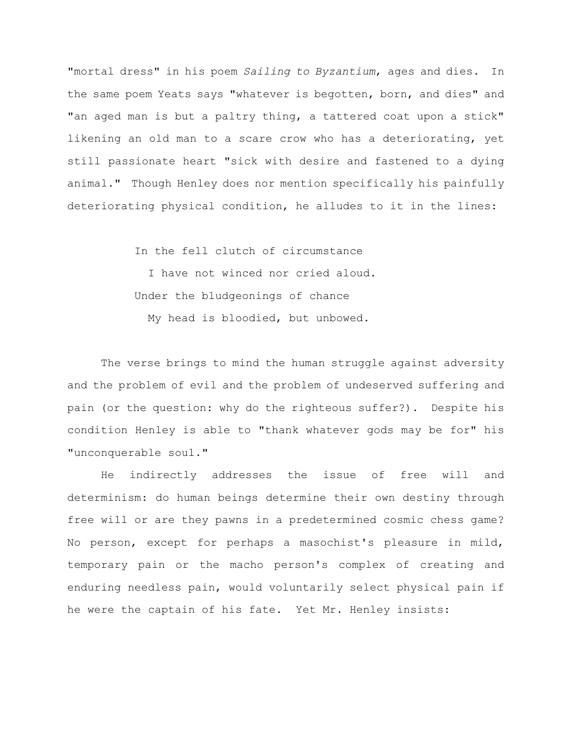"mortal dress" in his poem *Sailing to Byzantium*, ages and dies. In the same poem Yeats says "whatever is begotten, born, and dies" and "an aged man is but a paltry thing, a tattered coat upon a stick" likening an old man to a scare crow who has a deteriorating, yet still passionate heart "sick with desire and fastened to a dying animal." Though Henley does nor mention specifically his painfully deteriorating physical condition, he alludes to it in the lines:

> In the fell clutch of circumstance  
> I have not winced nor cried aloud.  
> Under the bludgeonings of chance  
> My head is bloodied, but unbowed.

The verse brings to mind the human struggle against adversity and the problem of evil and the problem of undeserved suffering and pain (or the question: why do the righteous suffer?). Despite his condition Henley is able to "thank whatever gods may be for" his "unconquerable soul."

He indirectly addresses the issue of free will and determinism: do human beings determine their own destiny through free will or are they pawns in a predetermined cosmic chess game? No person, except for perhaps a masochist's pleasure in mild, temporary pain or the macho person's complex of creating and enduring needless pain, would voluntarily select physical pain if he were the captain of his fate. Yet Mr. Henley insists: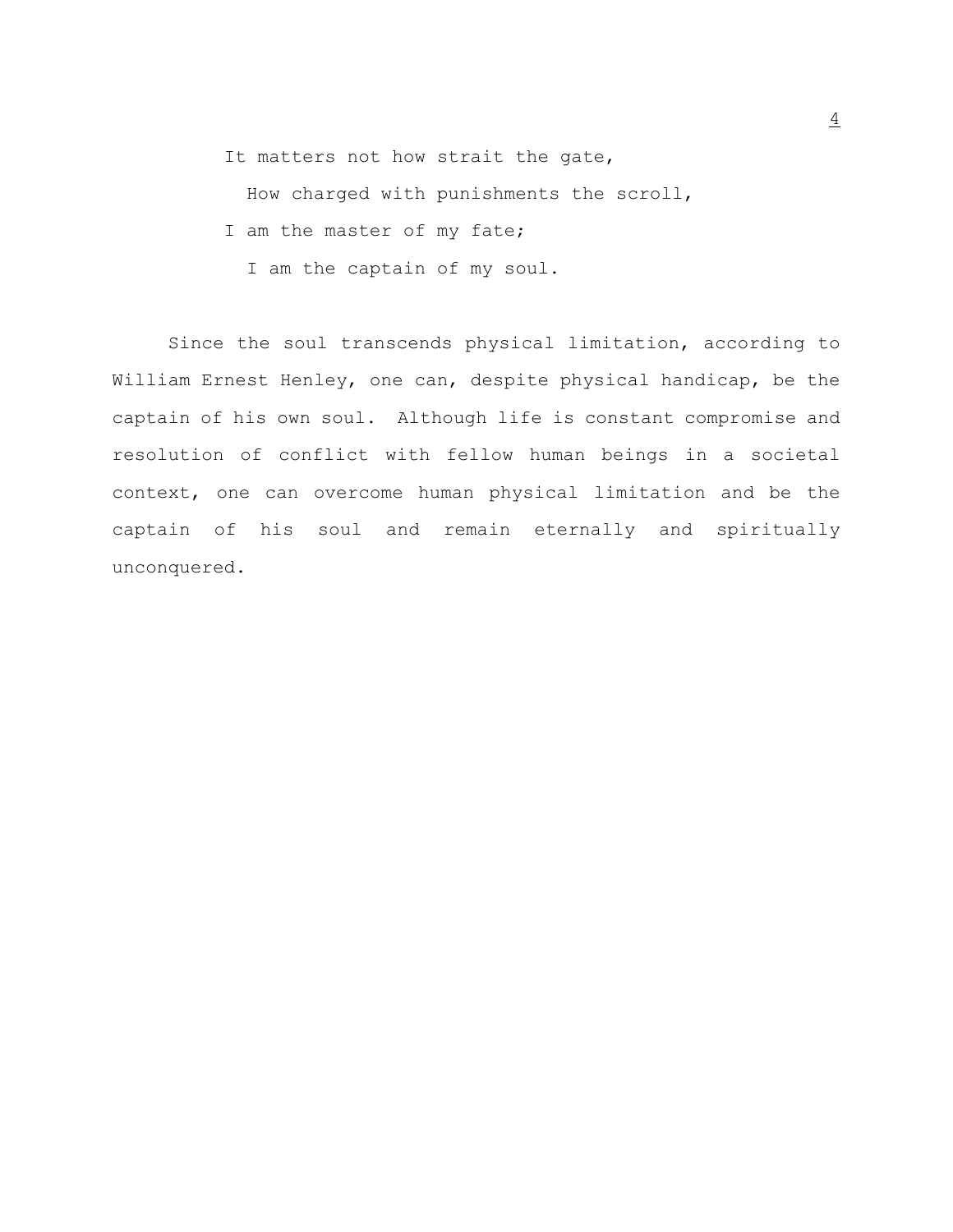It matters not how strait the gate,  
  How charged with punishments the scroll,  
I am the master of my fate;  
  I am the captain of my soul.

Since the soul transcends physical limitation, according to William Ernest Henley, one can, despite physical handicap, be the captain of his own soul. Although life is constant compromise and resolution of conflict with fellow human beings in a societal context, one can overcome human physical limitation and be the captain of his soul and remain eternally and spiritually unconquered.